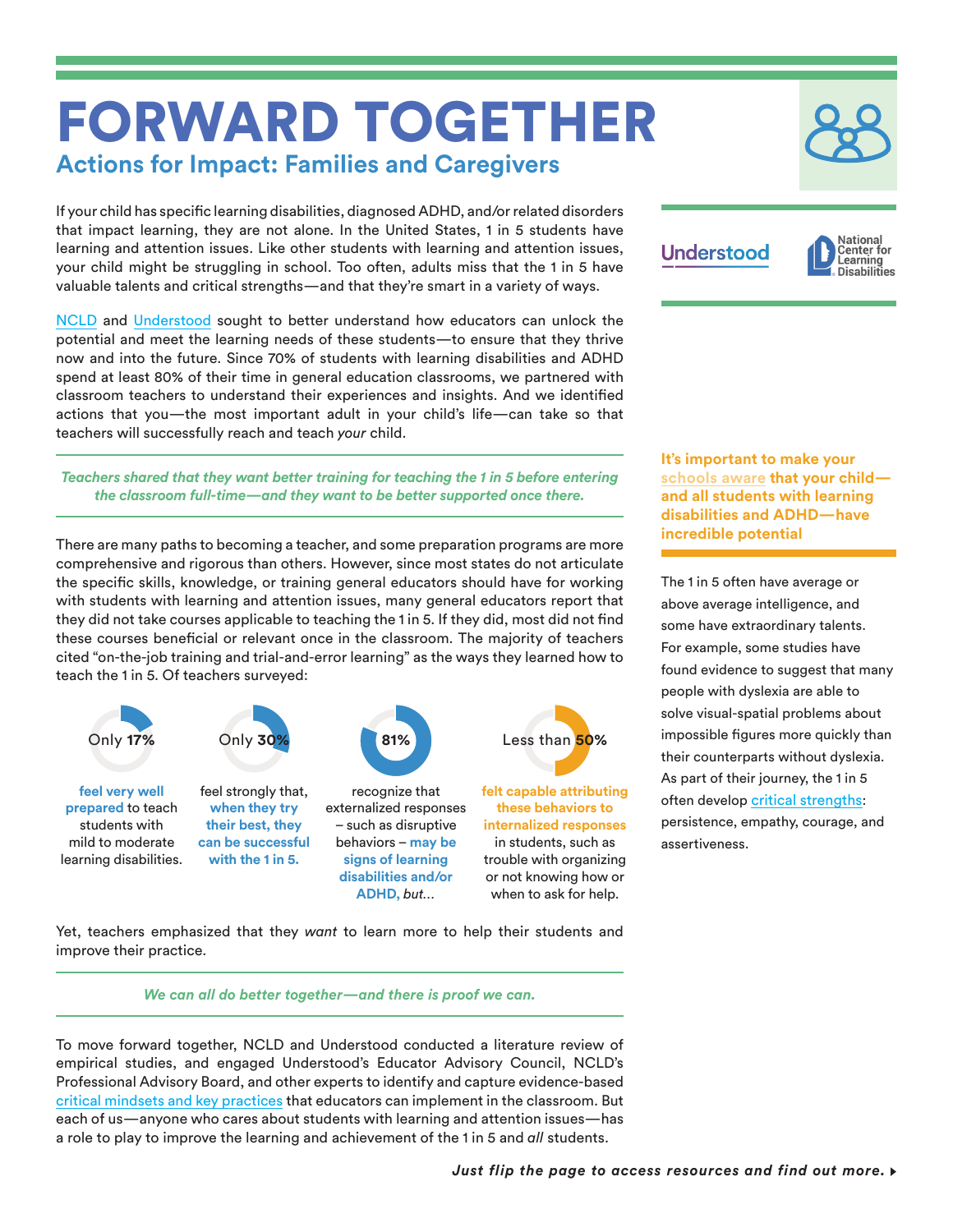# FORWARD TOGETHER

## Actions for Impact: Families and Caregivers

Understood | National Center for Learning Disabilities

If your child has specific learning disabilities, diagnosed ADHD, and/or related disorders that impact learning, they are not alone. In the United States, 1 in 5 students have learning and attention issues. Like other students with learning and attention issues, your child might be struggling in school. Too often, adults miss that the 1 in 5 have valuable talents and critical strengths—and that they're smart in a variety of ways.

NCLD and Understood sought to better understand how educators can unlock the potential and meet the learning needs of these students—to ensure that they thrive now and into the future. Since 70% of students with learning disabilities and ADHD spend at least 80% of their time in general education classrooms, we partnered with classroom teachers to understand their experiences and insights. And we identified actions that you—the most important adult in your child's life—can take so that teachers will successfully reach and teach *your* child.

*Teachers shared that they want better training for teaching the 1 in 5 before entering the classroom full-time—and they want to be better supported once there.*

There are many paths to becoming a teacher, and some preparation programs are more comprehensive and rigorous than others. However, since most states do not articulate the specific skills, knowledge, or training general educators should have for working with students with learning and attention issues, many general educators report that they did not take courses applicable to teaching the 1 in 5. If they did, most did not find these courses beneficial or relevant once in the classroom. The majority of teachers cited "on-the-job training and trial-and-error learning" as the ways they learned how to teach the 1 in 5. Of teachers surveyed:

- Only **17%** **feel very well prepared** to teach students with mild to moderate learning disabilities.
- Only **30%** feel strongly that, **when they try their best, they can be successful with the 1 in 5.**
- **81%** recognize that externalized responses – such as disruptive behaviors – **may be signs of learning disabilities and/or ADHD,** *but...*
- Less than **50%** **felt capable attributing these behaviors to internalized responses** in students, such as trouble with organizing or not knowing how or when to ask for help.

Yet, teachers emphasized that they *want* to learn more to help their students and improve their practice.

*We can all do better together—and there is proof we can.*

To move forward together, NCLD and Understood conducted a literature review of empirical studies, and engaged Understood's Educator Advisory Council, NCLD's Professional Advisory Board, and other experts to identify and capture evidence-based critical mindsets and key practices that educators can implement in the classroom. But each of us—anyone who cares about students with learning and attention issues—has a role to play to improve the learning and achievement of the 1 in 5 and *all* students.

**It's important to make your schools aware that your child—and all students with learning disabilities and ADHD—have incredible potential**

The 1 in 5 often have average or above average intelligence, and some have extraordinary talents. For example, some studies have found evidence to suggest that many people with dyslexia are able to solve visual-spatial problems about impossible figures more quickly than their counterparts without dyslexia. As part of their journey, the 1 in 5 often develop critical strengths: persistence, empathy, courage, and assertiveness.

***Just flip the page to access resources and find out more.***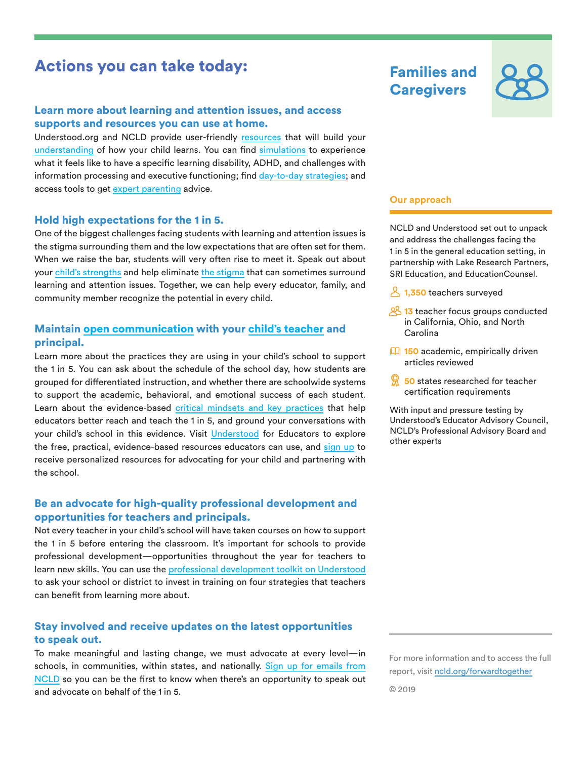# Actions you can take today:

## Families and Caregivers

### Learn more about learning and attention issues, and access supports and resources you can use at home.

Understood.org and NCLD provide user-friendly resources that will build your understanding of how your child learns. You can find simulations to experience what it feels like to have a specific learning disability, ADHD, and challenges with information processing and executive functioning; find day-to-day strategies; and access tools to get expert parenting advice.

### Hold high expectations for the 1 in 5.

One of the biggest challenges facing students with learning and attention issues is the stigma surrounding them and the low expectations that are often set for them. When we raise the bar, students will very often rise to meet it. Speak out about your child's strengths and help eliminate the stigma that can sometimes surround learning and attention issues. Together, we can help every educator, family, and community member recognize the potential in every child.

### Maintain open communication with your child's teacher and principal.

Learn more about the practices they are using in your child's school to support the 1 in 5. You can ask about the schedule of the school day, how students are grouped for differentiated instruction, and whether there are schoolwide systems to support the academic, behavioral, and emotional success of each student. Learn about the evidence-based critical mindsets and key practices that help educators better reach and teach the 1 in 5, and ground your conversations with your child's school in this evidence. Visit Understood for Educators to explore the free, practical, evidence-based resources educators can use, and sign up to receive personalized resources for advocating for your child and partnering with the school.

### Be an advocate for high-quality professional development and opportunities for teachers and principals.

Not every teacher in your child's school will have taken courses on how to support the 1 in 5 before entering the classroom. It's important for schools to provide professional development—opportunities throughout the year for teachers to learn new skills. You can use the professional development toolkit on Understood to ask your school or district to invest in training on four strategies that teachers can benefit from learning more about.

### Stay involved and receive updates on the latest opportunities to speak out.

To make meaningful and lasting change, we must advocate at every level—in schools, in communities, within states, and nationally. Sign up for emails from NCLD so you can be the first to know when there's an opportunity to speak out and advocate on behalf of the 1 in 5.

**Our approach**

NCLD and Understood set out to unpack and address the challenges facing the 1 in 5 in the general education setting, in partnership with Lake Research Partners, SRI Education, and EducationCounsel.

- **1,350** teachers surveyed
- **13** teacher focus groups conducted in California, Ohio, and North Carolina
- **150** academic, empirically driven articles reviewed
- **50** states researched for teacher certification requirements

With input and pressure testing by Understood's Educator Advisory Council, NCLD's Professional Advisory Board and other experts

For more information and to access the full report, visit ncld.org/forwardtogether

© 2019